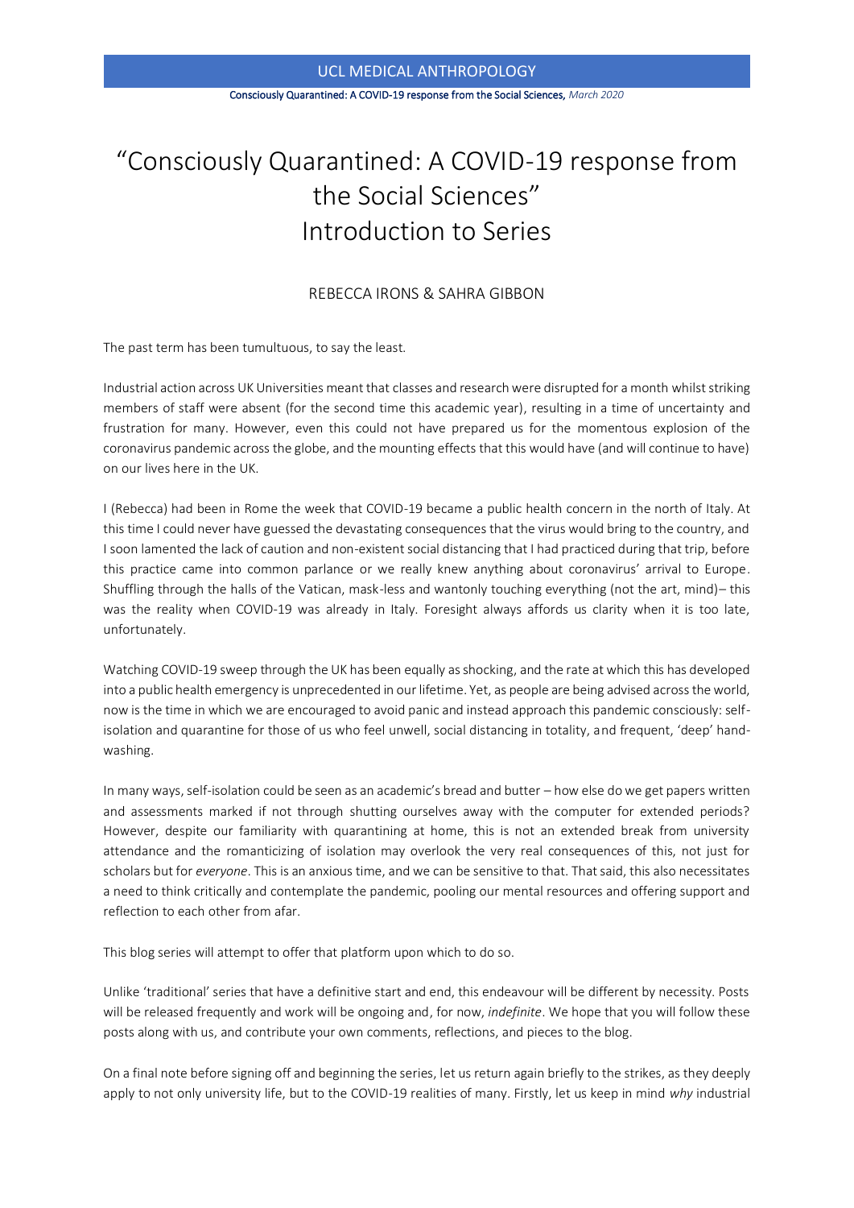# "Consciously Quarantined: A COVID-19 response from the Social Sciences" Introduction to Series

REBECCA IRONS & SAHRA GIBBON

The past term has been tumultuous, to say the least.

Industrial action across UK Universities meant that classes and research were disrupted for a month whilst striking members of staff were absent (for the second time this academic year), resulting in a time of uncertainty and frustration for many. However, even this could not have prepared us for the momentous explosion of the coronavirus pandemic across the globe, and the mounting effects that this would have (and will continue to have) on our lives here in the UK.

I (Rebecca) had been in Rome the week that COVID-19 became a public health concern in the north of Italy. At this time I could never have guessed the devastating consequences that the virus would bring to the country, and I soon lamented the lack of caution and non-existent social distancing that I had practiced during that trip, before this practice came into common parlance or we really knew anything about coronavirus' arrival to Europe. Shuffling through the halls of the Vatican, mask-less and wantonly touching everything (not the art, mind)– this was the reality when COVID-19 was already in Italy. Foresight always affords us clarity when it is too late, unfortunately.

Watching COVID-19 sweep through the UK has been equally as shocking, and the rate at which this has developed into a public health emergency is unprecedented in our lifetime. Yet, as people are being advised across the world, now is the time in which we are encouraged to avoid panic and instead approach this pandemic consciously: self-isolation and quarantine for those of us who feel unwell, social distancing in totality, and frequent, 'deep' hand-washing.

In many ways, self-isolation could be seen as an academic's bread and butter – how else do we get papers written and assessments marked if not through shutting ourselves away with the computer for extended periods? However, despite our familiarity with quarantining at home, this is not an extended break from university attendance and the romanticizing of isolation may overlook the very real consequences of this, not just for scholars but for *everyone*. This is an anxious time, and we can be sensitive to that. That said, this also necessitates a need to think critically and contemplate the pandemic, pooling our mental resources and offering support and reflection to each other from afar.

This blog series will attempt to offer that platform upon which to do so.

Unlike 'traditional' series that have a definitive start and end, this endeavour will be different by necessity. Posts will be released frequently and work will be ongoing and, for now, *indefinite*. We hope that you will follow these posts along with us, and contribute your own comments, reflections, and pieces to the blog.

On a final note before signing off and beginning the series, let us return again briefly to the strikes, as they deeply apply to not only university life, but to the COVID-19 realities of many. Firstly, let us keep in mind *why* industrial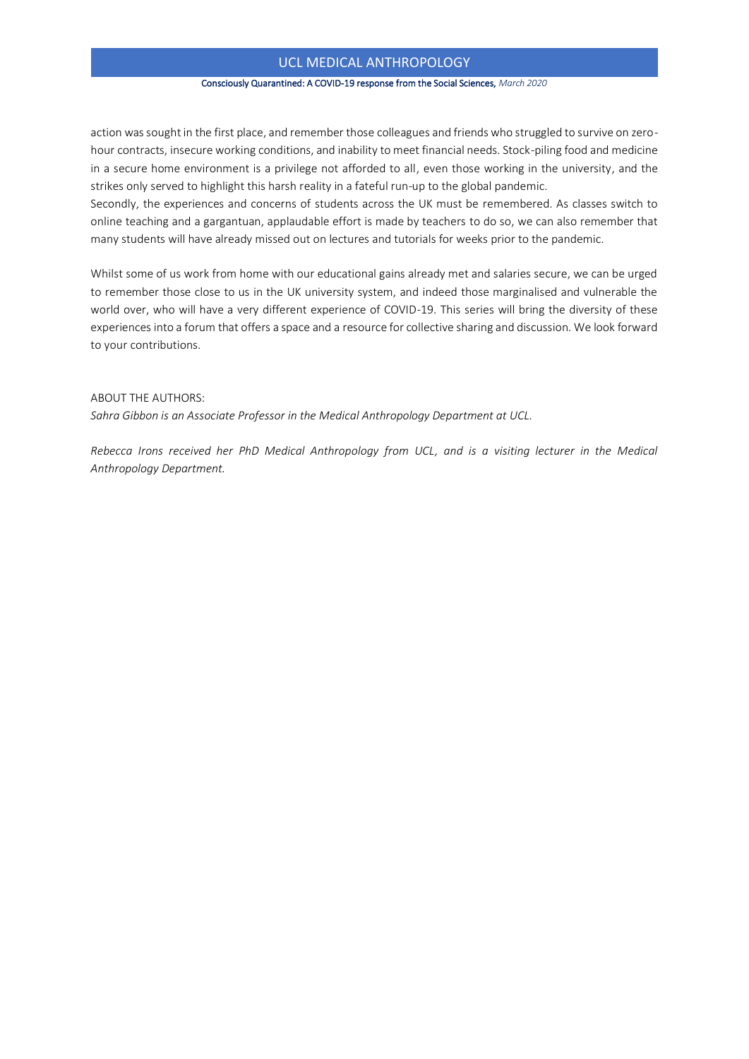action was sought in the first place, and remember those colleagues and friends who struggled to survive on zero-hour contracts, insecure working conditions, and inability to meet financial needs. Stock-piling food and medicine in a secure home environment is a privilege not afforded to all, even those working in the university, and the strikes only served to highlight this harsh reality in a fateful run-up to the global pandemic.

Secondly, the experiences and concerns of students across the UK must be remembered. As classes switch to online teaching and a gargantuan, applaudable effort is made by teachers to do so, we can also remember that many students will have already missed out on lectures and tutorials for weeks prior to the pandemic.

Whilst some of us work from home with our educational gains already met and salaries secure, we can be urged to remember those close to us in the UK university system, and indeed those marginalised and vulnerable the world over, who will have a very different experience of COVID-19. This series will bring the diversity of these experiences into a forum that offers a space and a resource for collective sharing and discussion. We look forward to your contributions.

ABOUT THE AUTHORS:

*Sahra Gibbon is an Associate Professor in the Medical Anthropology Department at UCL.*

*Rebecca Irons received her PhD Medical Anthropology from UCL, and is a visiting lecturer in the Medical Anthropology Department.*